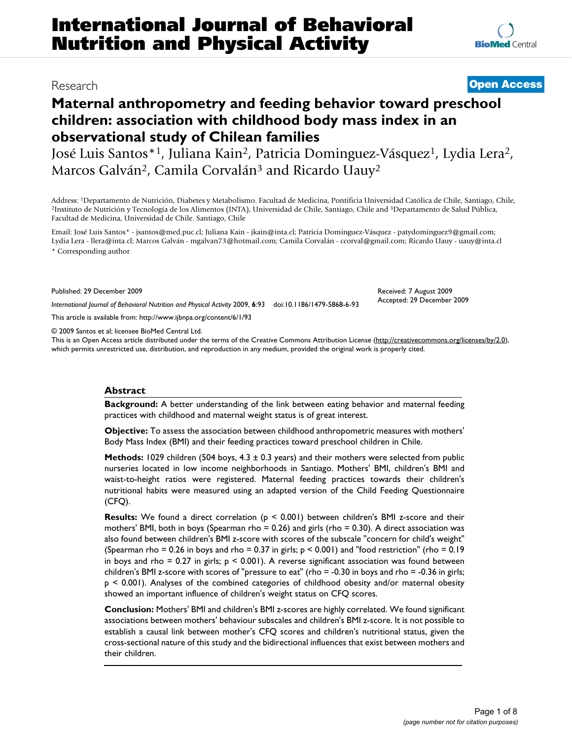# International Journal of Behavioral Nutrition and Physical Activity

Research

**Open Access**

## Maternal anthropometry and feeding behavior toward preschool children: association with childhood body mass index in an observational study of Chilean families

José Luis Santos*[1], Juliana Kain[2], Patricia Dominguez-Vásquez[1], Lydia Lera[2], Marcos Galván[2], Camila Corvalán[3] and Ricardo Uauy[2]

Address: [1]Departamento de Nutrición, Diabetes y Metabolismo. Facultad de Medicina, Pontificia Universidad Católica de Chile, Santiago, Chile, [2]Instituto de Nutrición y Tecnología de los Alimentos (INTA), Universidad de Chile, Santiago, Chile and [3]Departamento de Salud Pública, Facultad de Medicina, Universidad de Chile. Santiago, Chile

Email: José Luis Santos* - jsantos@med.puc.cl; Juliana Kain - jkain@inta.cl; Patricia Dominguez-Vásquez - patydominguez9@gmail.com; Lydia Lera - llera@inta.cl; Marcos Galván - mgalvan73@hotmail.com; Camila Corvalán - ccorval@gmail.com; Ricardo Uauy - uauy@inta.cl

\* Corresponding author

Published: 29 December 2009

*International Journal of Behavioral Nutrition and Physical Activity* 2009, **6**:93 doi:10.1186/1479-5868-6-93

Received: 7 August 2009
Accepted: 29 December 2009

This article is available from: http://www.ijbnpa.org/content/6/1/93

© 2009 Santos et al; licensee BioMed Central Ltd.

This is an Open Access article distributed under the terms of the Creative Commons Attribution License (http://creativecommons.org/licenses/by/2.0), which permits unrestricted use, distribution, and reproduction in any medium, provided the original work is properly cited.

### Abstract

**Background:** A better understanding of the link between eating behavior and maternal feeding practices with childhood and maternal weight status is of great interest.

**Objective:** To assess the association between childhood anthropometric measures with mothers' Body Mass Index (BMI) and their feeding practices toward preschool children in Chile.

**Methods:** 1029 children (504 boys, 4.3 ± 0.3 years) and their mothers were selected from public nurseries located in low income neighborhoods in Santiago. Mothers' BMI, children's BMI and waist-to-height ratios were registered. Maternal feeding practices towards their children's nutritional habits were measured using an adapted version of the Child Feeding Questionnaire (CFQ).

**Results:** We found a direct correlation ($p < 0.001$) between children's BMI z-score and their mothers' BMI, both in boys (Spearman rho = 0.26) and girls (rho = 0.30). A direct association was also found between children's BMI z-score with scores of the subscale "concern for child's weight" (Spearman rho = 0.26 in boys and rho = 0.37 in girls; $p < 0.001$) and "food restriction" (rho = 0.19 in boys and rho = 0.27 in girls; $p < 0.001$). A reverse significant association was found between children's BMI z-score with scores of "pressure to eat" (rho = -0.30 in boys and rho = -0.36 in girls; $p < 0.001$). Analyses of the combined categories of childhood obesity and/or maternal obesity showed an important influence of children's weight status on CFQ scores.

**Conclusion:** Mothers' BMI and children's BMI z-scores are highly correlated. We found significant associations between mothers' behaviour subscales and children's BMI z-score. It is not possible to establish a causal link between mother's CFQ scores and children's nutritional status, given the cross-sectional nature of this study and the bidirectional influences that exist between mothers and their children.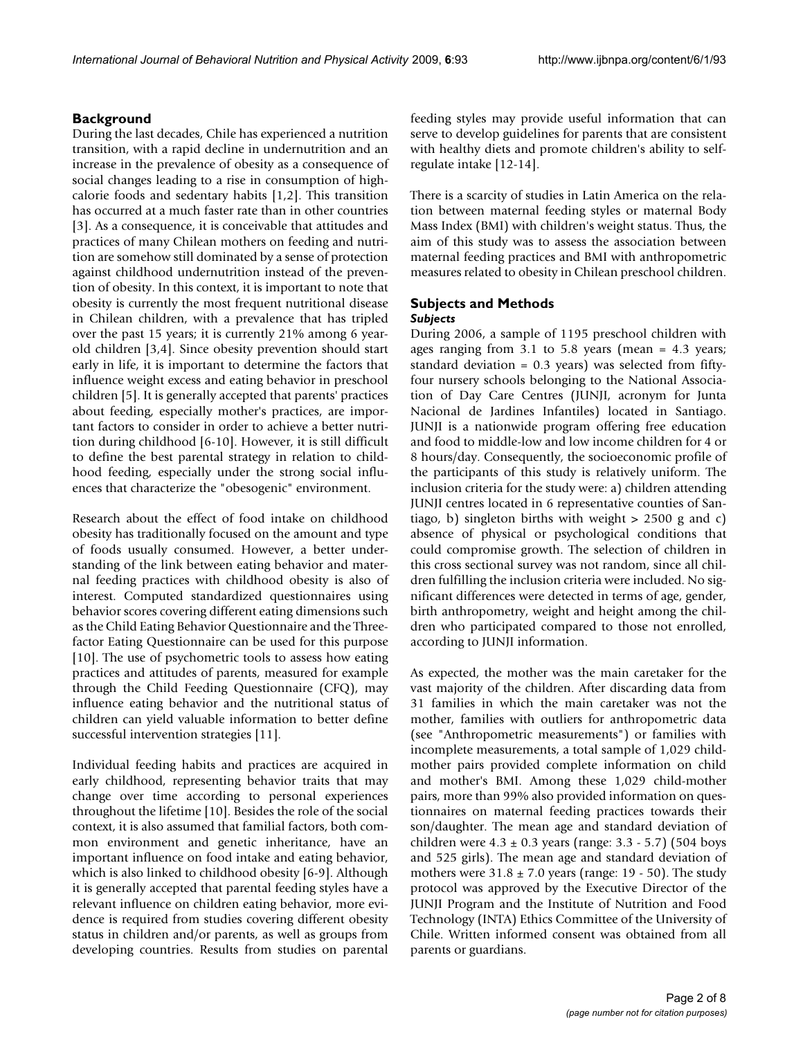## Background

During the last decades, Chile has experienced a nutrition transition, with a rapid decline in undernutrition and an increase in the prevalence of obesity as a consequence of social changes leading to a rise in consumption of high-calorie foods and sedentary habits [1,2]. This transition has occurred at a much faster rate than in other countries [3]. As a consequence, it is conceivable that attitudes and practices of many Chilean mothers on feeding and nutrition are somehow still dominated by a sense of protection against childhood undernutrition instead of the prevention of obesity. In this context, it is important to note that obesity is currently the most frequent nutritional disease in Chilean children, with a prevalence that has tripled over the past 15 years; it is currently 21% among 6 year-old children [3,4]. Since obesity prevention should start early in life, it is important to determine the factors that influence weight excess and eating behavior in preschool children [5]. It is generally accepted that parents' practices about feeding, especially mother's practices, are important factors to consider in order to achieve a better nutrition during childhood [6-10]. However, it is still difficult to define the best parental strategy in relation to childhood feeding, especially under the strong social influences that characterize the "obesogenic" environment.

Research about the effect of food intake on childhood obesity has traditionally focused on the amount and type of foods usually consumed. However, a better understanding of the link between eating behavior and maternal feeding practices with childhood obesity is also of interest. Computed standardized questionnaires using behavior scores covering different eating dimensions such as the Child Eating Behavior Questionnaire and the Three-factor Eating Questionnaire can be used for this purpose [10]. The use of psychometric tools to assess how eating practices and attitudes of parents, measured for example through the Child Feeding Questionnaire (CFQ), may influence eating behavior and the nutritional status of children can yield valuable information to better define successful intervention strategies [11].

Individual feeding habits and practices are acquired in early childhood, representing behavior traits that may change over time according to personal experiences throughout the lifetime [10]. Besides the role of the social context, it is also assumed that familial factors, both common environment and genetic inheritance, have an important influence on food intake and eating behavior, which is also linked to childhood obesity [6-9]. Although it is generally accepted that parental feeding styles have a relevant influence on children eating behavior, more evidence is required from studies covering different obesity status in children and/or parents, as well as groups from developing countries. Results from studies on parental feeding styles may provide useful information that can serve to develop guidelines for parents that are consistent with healthy diets and promote children's ability to self-regulate intake [12-14].

There is a scarcity of studies in Latin America on the relation between maternal feeding styles or maternal Body Mass Index (BMI) with children's weight status. Thus, the aim of this study was to assess the association between maternal feeding practices and BMI with anthropometric measures related to obesity in Chilean preschool children.

## Subjects and Methods

### *Subjects*

During 2006, a sample of 1195 preschool children with ages ranging from 3.1 to 5.8 years (mean = 4.3 years; standard deviation = 0.3 years) was selected from fifty-four nursery schools belonging to the National Association of Day Care Centres (JUNJI, acronym for Junta Nacional de Jardines Infantiles) located in Santiago. JUNJI is a nationwide program offering free education and food to middle-low and low income children for 4 or 8 hours/day. Consequently, the socioeconomic profile of the participants of this study is relatively uniform. The inclusion criteria for the study were: a) children attending JUNJI centres located in 6 representative counties of Santiago, b) singleton births with weight > 2500 g and c) absence of physical or psychological conditions that could compromise growth. The selection of children in this cross sectional survey was not random, since all children fulfilling the inclusion criteria were included. No significant differences were detected in terms of age, gender, birth anthropometry, weight and height among the children who participated compared to those not enrolled, according to JUNJI information.

As expected, the mother was the main caretaker for the vast majority of the children. After discarding data from 31 families in which the main caretaker was not the mother, families with outliers for anthropometric data (see "Anthropometric measurements") or families with incomplete measurements, a total sample of 1,029 child-mother pairs provided complete information on child and mother's BMI. Among these 1,029 child-mother pairs, more than 99% also provided information on questionnaires on maternal feeding practices towards their son/daughter. The mean age and standard deviation of children were 4.3 ± 0.3 years (range: 3.3 - 5.7) (504 boys and 525 girls). The mean age and standard deviation of mothers were 31.8 ± 7.0 years (range: 19 - 50). The study protocol was approved by the Executive Director of the JUNJI Program and the Institute of Nutrition and Food Technology (INTA) Ethics Committee of the University of Chile. Written informed consent was obtained from all parents or guardians.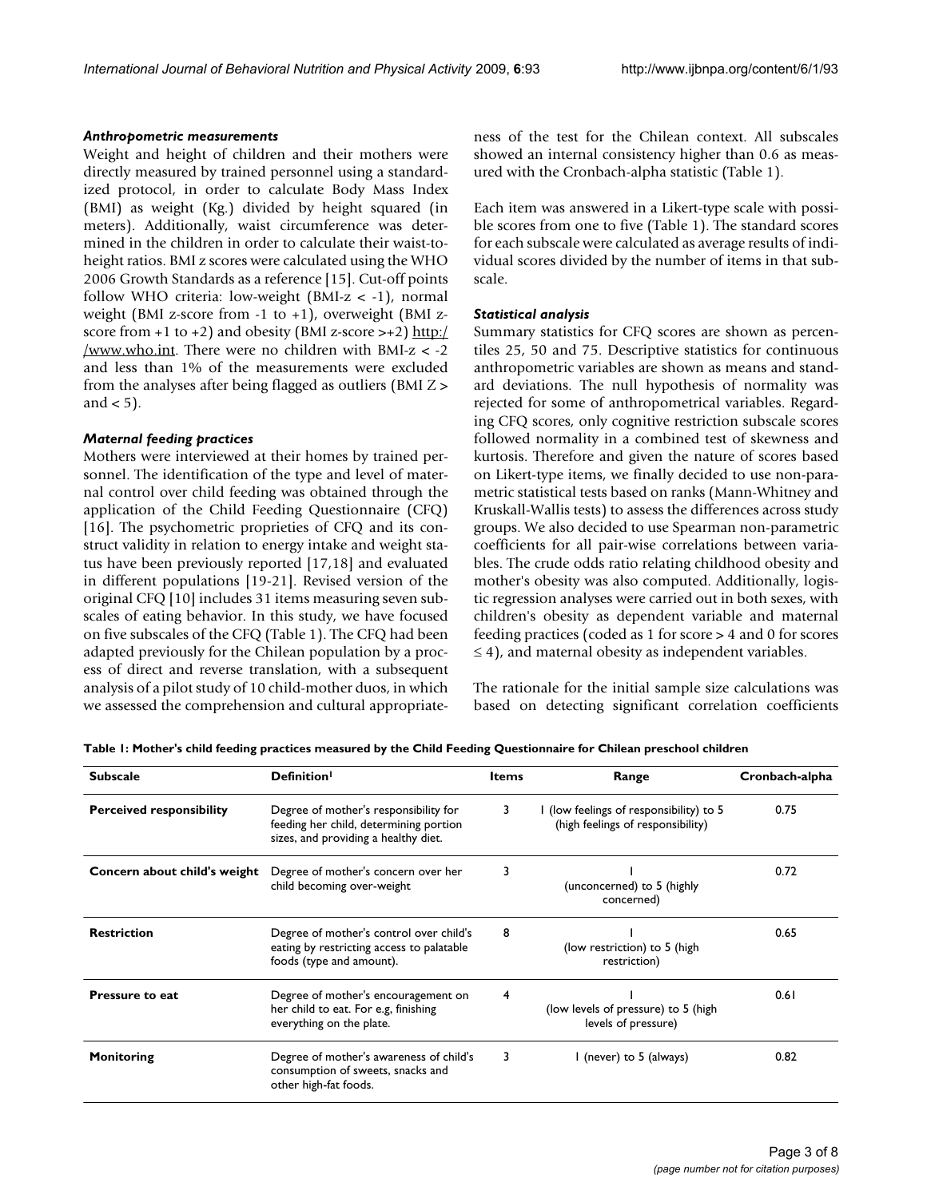### *Anthropometric measurements*

Weight and height of children and their mothers were directly measured by trained personnel using a standardized protocol, in order to calculate Body Mass Index (BMI) as weight (Kg.) divided by height squared (in meters). Additionally, waist circumference was determined in the children in order to calculate their waist-to-height ratios. BMI z scores were calculated using the WHO 2006 Growth Standards as a reference [15]. Cut-off points follow WHO criteria: low-weight (BMI-z < -1), normal weight (BMI z-score from -1 to +1), overweight (BMI z-score from +1 to +2) and obesity (BMI z-score >+2) http://www.who.int. There were no children with BMI-z < -2 and less than 1% of the measurements were excluded from the analyses after being flagged as outliers (BMI Z > and < 5).

### *Maternal feeding practices*

Mothers were interviewed at their homes by trained personnel. The identification of the type and level of maternal control over child feeding was obtained through the application of the Child Feeding Questionnaire (CFQ) [16]. The psychometric proprieties of CFQ and its construct validity in relation to energy intake and weight status have been previously reported [17,18] and evaluated in different populations [19-21]. Revised version of the original CFQ [10] includes 31 items measuring seven subscales of eating behavior. In this study, we have focused on five subscales of the CFQ (Table 1). The CFQ had been adapted previously for the Chilean population by a process of direct and reverse translation, with a subsequent analysis of a pilot study of 10 child-mother duos, in which we assessed the comprehension and cultural appropriateness of the test for the Chilean context. All subscales showed an internal consistency higher than 0.6 as measured with the Cronbach-alpha statistic (Table 1).

Each item was answered in a Likert-type scale with possible scores from one to five (Table 1). The standard scores for each subscale were calculated as average results of individual scores divided by the number of items in that subscale.

### *Statistical analysis*

Summary statistics for CFQ scores are shown as percentiles 25, 50 and 75. Descriptive statistics for continuous anthropometric variables are shown as means and standard deviations. The null hypothesis of normality was rejected for some of anthropometrical variables. Regarding CFQ scores, only cognitive restriction subscale scores followed normality in a combined test of skewness and kurtosis. Therefore and given the nature of scores based on Likert-type items, we finally decided to use non-parametric statistical tests based on ranks (Mann-Whitney and Kruskall-Wallis tests) to assess the differences across study groups. We also decided to use Spearman non-parametric coefficients for all pair-wise correlations between variables. The crude odds ratio relating childhood obesity and mother's obesity was also computed. Additionally, logistic regression analyses were carried out in both sexes, with children's obesity as dependent variable and maternal feeding practices (coded as 1 for score > 4 and 0 for scores ≤ 4), and maternal obesity as independent variables.

The rationale for the initial sample size calculations was based on detecting significant correlation coefficients

**Table 1: Mother's child feeding practices measured by the Child Feeding Questionnaire for Chilean preschool children**

| Subscale | Definition[1] | Items | Range | Cronbach-alpha |
|---|---|---|---|---|
| **Perceived responsibility** | Degree of mother's responsibility for feeding her child, determining portion sizes, and providing a healthy diet. | 3 | 1 (low feelings of responsibility) to 5 (high feelings of responsibility) | 0.75 |
| **Concern about child's weight** | Degree of mother's concern over her child becoming over-weight | 3 | 1 (unconcerned) to 5 (highly concerned) | 0.72 |
| **Restriction** | Degree of mother's control over child's eating by restricting access to palatable foods (type and amount). | 8 | 1 (low restriction) to 5 (high restriction) | 0.65 |
| **Pressure to eat** | Degree of mother's encouragement on her child to eat. For e.g, finishing everything on the plate. | 4 | 1 (low levels of pressure) to 5 (high levels of pressure) | 0.61 |
| **Monitoring** | Degree of mother's awareness of child's consumption of sweets, snacks and other high-fat foods. | 3 | 1 (never) to 5 (always) | 0.82 |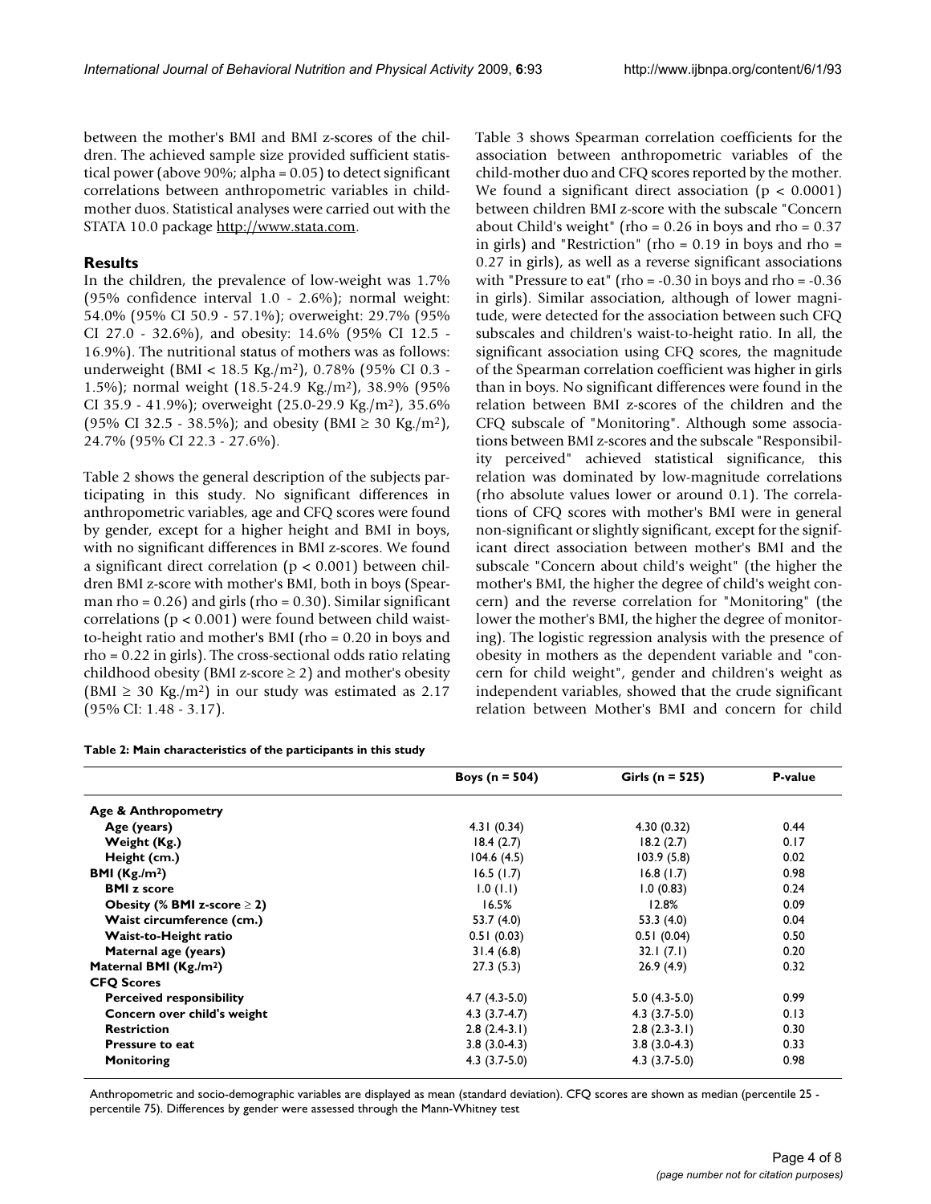between the mother's BMI and BMI z-scores of the children. The achieved sample size provided sufficient statistical power (above 90%; alpha = 0.05) to detect significant correlations between anthropometric variables in child-mother duos. Statistical analyses were carried out with the STATA 10.0 package http://www.stata.com.

## Results

In the children, the prevalence of low-weight was 1.7% (95% confidence interval 1.0 - 2.6%); normal weight: 54.0% (95% CI 50.9 - 57.1%); overweight: 29.7% (95% CI 27.0 - 32.6%), and obesity: 14.6% (95% CI 12.5 - 16.9%). The nutritional status of mothers was as follows: underweight (BMI < 18.5 Kg./m$^2$), 0.78% (95% CI 0.3 - 1.5%); normal weight (18.5-24.9 Kg./m$^2$), 38.9% (95% CI 35.9 - 41.9%); overweight (25.0-29.9 Kg./m$^2$), 35.6% (95% CI 32.5 - 38.5%); and obesity (BMI ≥ 30 Kg./m$^2$), 24.7% (95% CI 22.3 - 27.6%).

Table 2 shows the general description of the subjects participating in this study. No significant differences in anthropometric variables, age and CFQ scores were found by gender, except for a higher height and BMI in boys, with no significant differences in BMI z-scores. We found a significant direct correlation ($p < 0.001$) between children BMI z-score with mother's BMI, both in boys (Spearman rho = 0.26) and girls (rho = 0.30). Similar significant correlations ($p < 0.001$) were found between child waist-to-height ratio and mother's BMI (rho = 0.20 in boys and rho = 0.22 in girls). The cross-sectional odds ratio relating childhood obesity (BMI z-score ≥ 2) and mother's obesity (BMI ≥ 30 Kg./m$^2$) in our study was estimated as 2.17 (95% CI: 1.48 - 3.17).

Table 3 shows Spearman correlation coefficients for the association between anthropometric variables of the child-mother duo and CFQ scores reported by the mother. We found a significant direct association ($p < 0.0001$) between children BMI z-score with the subscale "Concern about Child's weight" (rho = 0.26 in boys and rho = 0.37 in girls) and "Restriction" (rho = 0.19 in boys and rho = 0.27 in girls), as well as a reverse significant associations with "Pressure to eat" (rho = -0.30 in boys and rho = -0.36 in girls). Similar association, although of lower magnitude, were detected for the association between such CFQ subscales and children's waist-to-height ratio. In all, the significant association using CFQ scores, the magnitude of the Spearman correlation coefficient was higher in girls than in boys. No significant differences were found in the relation between BMI z-scores of the children and the CFQ subscale of "Monitoring". Although some associations between BMI z-scores and the subscale "Responsibility perceived" achieved statistical significance, this relation was dominated by low-magnitude correlations (rho absolute values lower or around 0.1). The correlations of CFQ scores with mother's BMI were in general non-significant or slightly significant, except for the significant direct association between mother's BMI and the subscale "Concern about child's weight" (the higher the mother's BMI, the higher the degree of child's weight concern) and the reverse correlation for "Monitoring" (the lower the mother's BMI, the higher the degree of monitoring). The logistic regression analysis with the presence of obesity in mothers as the dependent variable and "concern for child weight", gender and children's weight as independent variables, showed that the crude significant relation between Mother's BMI and concern for child

**Table 2: Main characteristics of the participants in this study**

| | Boys (n = 504) | Girls (n = 525) | P-value |
|---|---|---|---|
| **Age & Anthropometry** | | | |
| **Age (years)** | 4.31 (0.34) | 4.30 (0.32) | 0.44 |
| **Weight (Kg.)** | 18.4 (2.7) | 18.2 (2.7) | 0.17 |
| **Height (cm.)** | 104.6 (4.5) | 103.9 (5.8) | 0.02 |
| **BMI (Kg./m$^2$)** | 16.5 (1.7) | 16.8 (1.7) | 0.98 |
| **BMI z score** | 1.0 (1.1) | 1.0 (0.83) | 0.24 |
| **Obesity (% BMI z-score ≥ 2)** | 16.5% | 12.8% | 0.09 |
| **Waist circumference (cm.)** | 53.7 (4.0) | 53.3 (4.0) | 0.04 |
| **Waist-to-Height ratio** | 0.51 (0.03) | 0.51 (0.04) | 0.50 |
| **Maternal age (years)** | 31.4 (6.8) | 32.1 (7.1) | 0.20 |
| **Maternal BMI (Kg./m$^2$)** | 27.3 (5.3) | 26.9 (4.9) | 0.32 |
| **CFQ Scores** | | | |
| **Perceived responsibility** | 4.7 (4.3-5.0) | 5.0 (4.3-5.0) | 0.99 |
| **Concern over child's weight** | 4.3 (3.7-4.7) | 4.3 (3.7-5.0) | 0.13 |
| **Restriction** | 2.8 (2.4-3.1) | 2.8 (2.3-3.1) | 0.30 |
| **Pressure to eat** | 3.8 (3.0-4.3) | 3.8 (3.0-4.3) | 0.33 |
| **Monitoring** | 4.3 (3.7-5.0) | 4.3 (3.7-5.0) | 0.98 |

Anthropometric and socio-demographic variables are displayed as mean (standard deviation). CFQ scores are shown as median (percentile 25 - percentile 75). Differences by gender were assessed through the Mann-Whitney test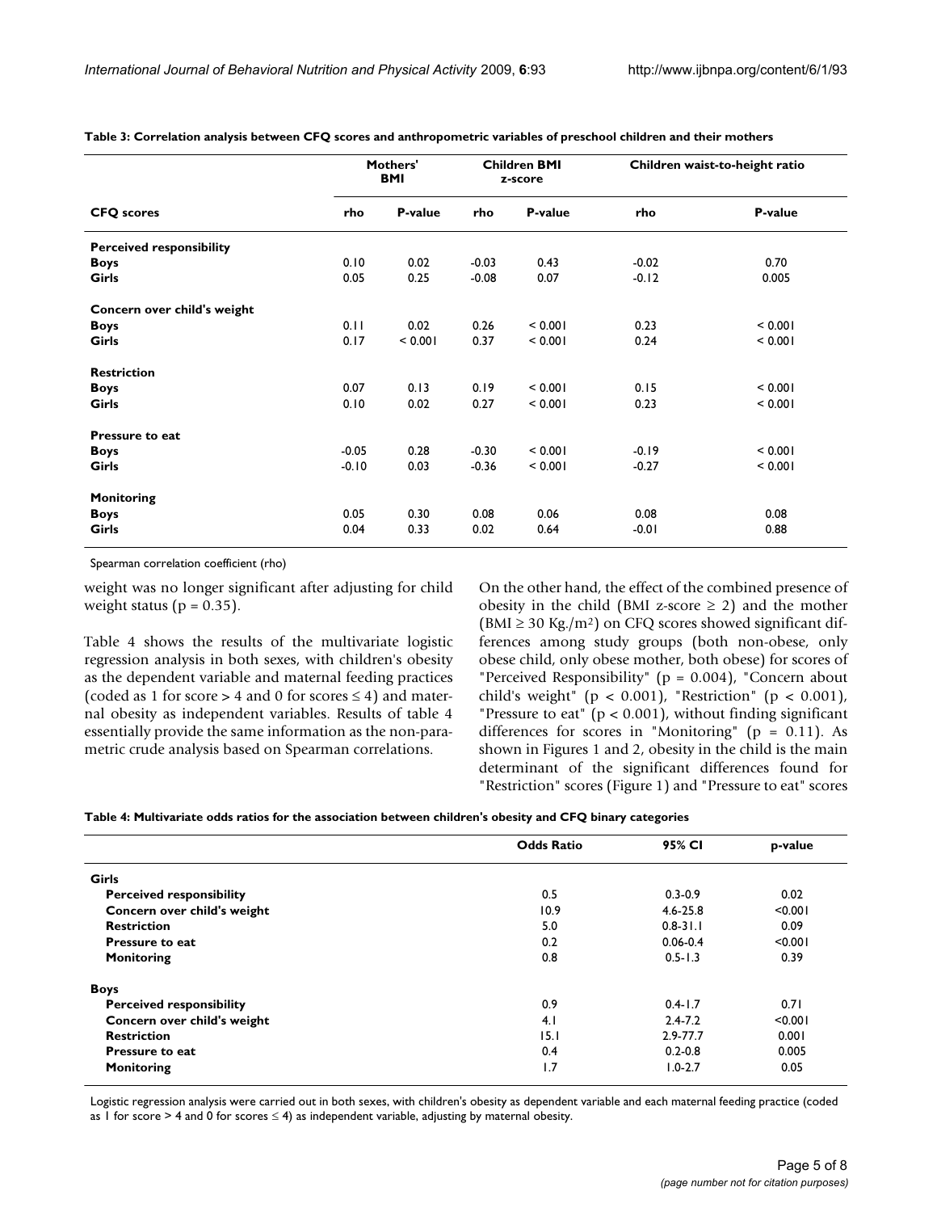**Table 3: Correlation analysis between CFQ scores and anthropometric variables of preschool children and their mothers**

| | Mothers' BMI | | Children BMI z-score | | Children waist-to-height ratio | |
|---|---|---|---|---|---|---|
| **CFQ scores** | **rho** | **P-value** | **rho** | **P-value** | **rho** | **P-value** |
| **Perceived responsibility** | | | | | | |
| **Boys** | 0.10 | 0.02 | -0.03 | 0.43 | -0.02 | 0.70 |
| **Girls** | 0.05 | 0.25 | -0.08 | 0.07 | -0.12 | 0.005 |
| **Concern over child's weight** | | | | | | |
| **Boys** | 0.11 | 0.02 | 0.26 | < 0.001 | 0.23 | < 0.001 |
| **Girls** | 0.17 | < 0.001 | 0.37 | < 0.001 | 0.24 | < 0.001 |
| **Restriction** | | | | | | |
| **Boys** | 0.07 | 0.13 | 0.19 | < 0.001 | 0.15 | < 0.001 |
| **Girls** | 0.10 | 0.02 | 0.27 | < 0.001 | 0.23 | < 0.001 |
| **Pressure to eat** | | | | | | |
| **Boys** | -0.05 | 0.28 | -0.30 | < 0.001 | -0.19 | < 0.001 |
| **Girls** | -0.10 | 0.03 | -0.36 | < 0.001 | -0.27 | < 0.001 |
| **Monitoring** | | | | | | |
| **Boys** | 0.05 | 0.30 | 0.08 | 0.06 | 0.08 | 0.08 |
| **Girls** | 0.04 | 0.33 | 0.02 | 0.64 | -0.01 | 0.88 |

Spearman correlation coefficient (rho)

weight was no longer significant after adjusting for child weight status ($p = 0.35$).

Table 4 shows the results of the multivariate logistic regression analysis in both sexes, with children's obesity as the dependent variable and maternal feeding practices (coded as 1 for score > 4 and 0 for scores ≤ 4) and maternal obesity as independent variables. Results of table 4 essentially provide the same information as the non-parametric crude analysis based on Spearman correlations.

On the other hand, the effect of the combined presence of obesity in the child (BMI z-score ≥ 2) and the mother (BMI ≥ 30 Kg./m$^2$) on CFQ scores showed significant differences among study groups (both non-obese, only obese child, only obese mother, both obese) for scores of "Perceived Responsibility" ($p = 0.004$), "Concern about child's weight" ($p < 0.001$), "Restriction" ($p < 0.001$), "Pressure to eat" ($p < 0.001$), without finding significant differences for scores in "Monitoring" ($p = 0.11$). As shown in Figures 1 and 2, obesity in the child is the main determinant of the significant differences found for "Restriction" scores (Figure 1) and "Pressure to eat" scores

**Table 4: Multivariate odds ratios for the association between children's obesity and CFQ binary categories**

| | Odds Ratio | 95% CI | p-value |
|---|---|---|---|
| **Girls** | | | |
| **Perceived responsibility** | 0.5 | 0.3-0.9 | 0.02 |
| **Concern over child's weight** | 10.9 | 4.6-25.8 | <0.001 |
| **Restriction** | 5.0 | 0.8-31.1 | 0.09 |
| **Pressure to eat** | 0.2 | 0.06-0.4 | <0.001 |
| **Monitoring** | 0.8 | 0.5-1.3 | 0.39 |
| **Boys** | | | |
| **Perceived responsibility** | 0.9 | 0.4-1.7 | 0.71 |
| **Concern over child's weight** | 4.1 | 2.4-7.2 | <0.001 |
| **Restriction** | 15.1 | 2.9-77.7 | 0.001 |
| **Pressure to eat** | 0.4 | 0.2-0.8 | 0.005 |
| **Monitoring** | 1.7 | 1.0-2.7 | 0.05 |

Logistic regression analysis were carried out in both sexes, with children's obesity as dependent variable and each maternal feeding practice (coded as 1 for score > 4 and 0 for scores ≤ 4) as independent variable, adjusting by maternal obesity.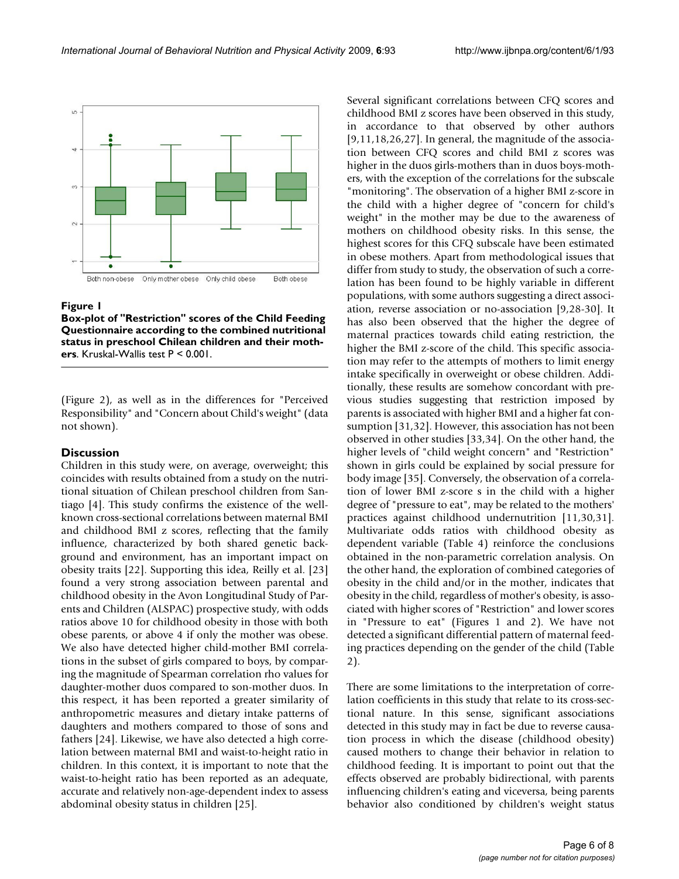5

4

3

2

1

Both non-obese Only mother obese Only child obese Both obese

**Figure 1**

**Box-plot of "Restriction" scores of the Child Feeding Questionnaire according to the combined nutritional status in preschool Chilean children and their mothers**. Kruskal-Wallis test P < 0.001.

(Figure 2), as well as in the differences for "Perceived Responsibility" and "Concern about Child's weight" (data not shown).

## Discussion

Children in this study were, on average, overweight; this coincides with results obtained from a study on the nutritional situation of Chilean preschool children from Santiago [4]. This study confirms the existence of the well-known cross-sectional correlations between maternal BMI and childhood BMI z scores, reflecting that the family influence, characterized by both shared genetic background and environment, has an important impact on obesity traits [22]. Supporting this idea, Reilly et al. [23] found a very strong association between parental and childhood obesity in the Avon Longitudinal Study of Parents and Children (ALSPAC) prospective study, with odds ratios above 10 for childhood obesity in those with both obese parents, or above 4 if only the mother was obese. We also have detected higher child-mother BMI correlations in the subset of girls compared to boys, by comparing the magnitude of Spearman correlation rho values for daughter-mother duos compared to son-mother duos. In this respect, it has been reported a greater similarity of anthropometric measures and dietary intake patterns of daughters and mothers compared to those of sons and fathers [24]. Likewise, we have also detected a high correlation between maternal BMI and waist-to-height ratio in children. In this context, it is important to note that the waist-to-height ratio has been reported as an adequate, accurate and relatively non-age-dependent index to assess abdominal obesity status in children [25].

Several significant correlations between CFQ scores and childhood BMI z scores have been observed in this study, in accordance to that observed by other authors [9,11,18,26,27]. In general, the magnitude of the association between CFQ scores and child BMI z scores was higher in the duos girls-mothers than in duos boys-mothers, with the exception of the correlations for the subscale "monitoring". The observation of a higher BMI z-score in the child with a higher degree of "concern for child's weight" in the mother may be due to the awareness of mothers on childhood obesity risks. In this sense, the highest scores for this CFQ subscale have been estimated in obese mothers. Apart from methodological issues that differ from study to study, the observation of such a correlation has been found to be highly variable in different populations, with some authors suggesting a direct association, reverse association or no-association [9,28-30]. It has also been observed that the higher the degree of maternal practices towards child eating restriction, the higher the BMI z-score of the child. This specific association may refer to the attempts of mothers to limit energy intake specifically in overweight or obese children. Additionally, these results are somehow concordant with previous studies suggesting that restriction imposed by parents is associated with higher BMI and a higher fat consumption [31,32]. However, this association has not been observed in other studies [33,34]. On the other hand, the higher levels of "child weight concern" and "Restriction" shown in girls could be explained by social pressure for body image [35]. Conversely, the observation of a correlation of lower BMI z-score s in the child with a higher degree of "pressure to eat", may be related to the mothers' practices against childhood undernutrition [11,30,31]. Multivariate odds ratios with childhood obesity as dependent variable (Table 4) reinforce the conclusions obtained in the non-parametric correlation analysis. On the other hand, the exploration of combined categories of obesity in the child and/or in the mother, indicates that obesity in the child, regardless of mother's obesity, is associated with higher scores of "Restriction" and lower scores in "Pressure to eat" (Figures 1 and 2). We have not detected a significant differential pattern of maternal feeding practices depending on the gender of the child (Table 2).

There are some limitations to the interpretation of correlation coefficients in this study that relate to its cross-sectional nature. In this sense, significant associations detected in this study may in fact be due to reverse causation process in which the disease (childhood obesity) caused mothers to change their behavior in relation to childhood feeding. It is important to point out that the effects observed are probably bidirectional, with parents influencing children's eating and viceversa, being parents behavior also conditioned by children's weight status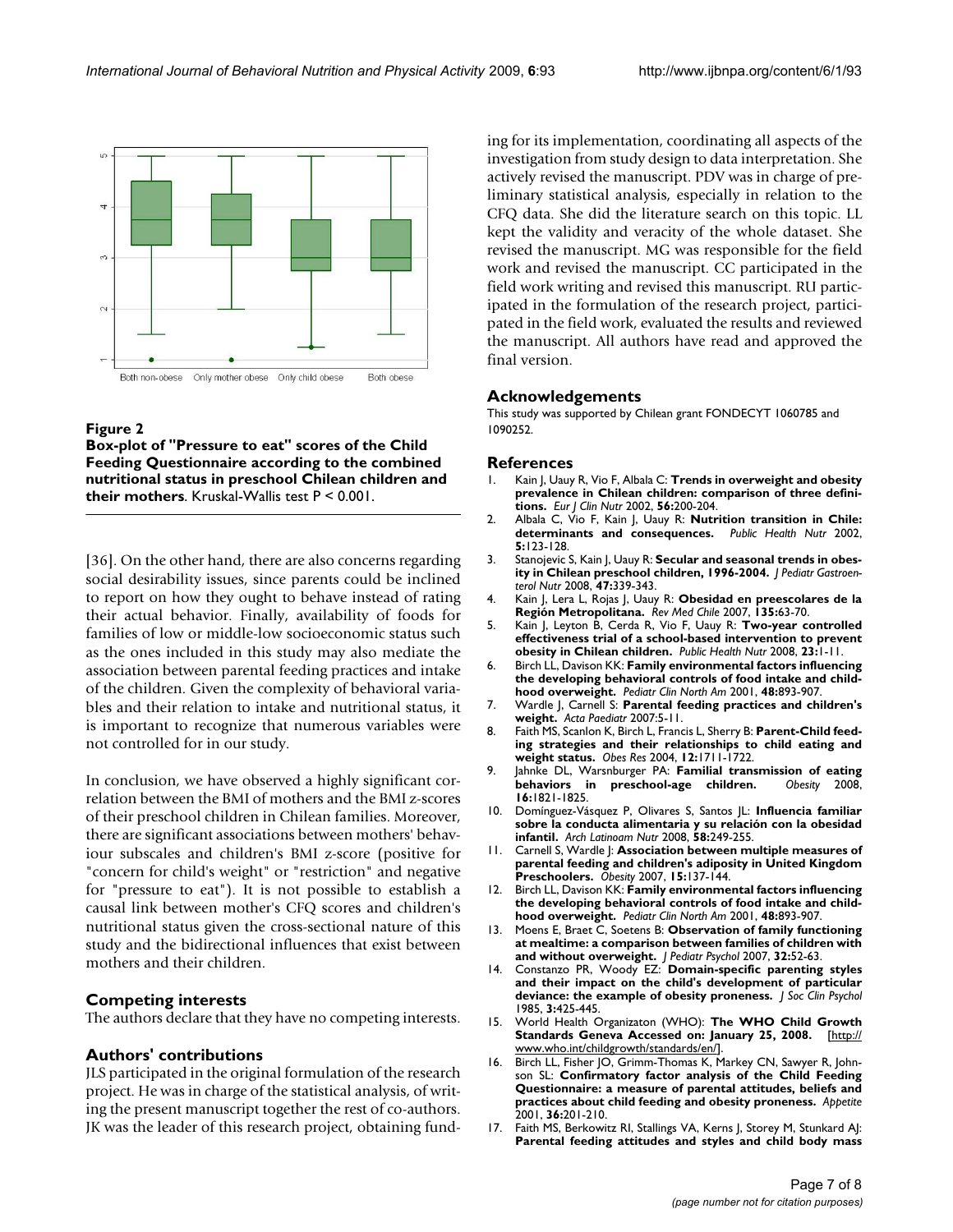5

4

3

2

1

Both non-obese Only mother obese Only child obese Both obese

**Figure 2**
**Box-plot of "Pressure to eat" scores of the Child Feeding Questionnaire according to the combined nutritional status in preschool Chilean children and their mothers**. Kruskal-Wallis test P < 0.001.

[36]. On the other hand, there are also concerns regarding social desirability issues, since parents could be inclined to report on how they ought to behave instead of rating their actual behavior. Finally, availability of foods for families of low or middle-low socioeconomic status such as the ones included in this study may also mediate the association between parental feeding practices and intake of the children. Given the complexity of behavioral variables and their relation to intake and nutritional status, it is important to recognize that numerous variables were not controlled for in our study.

In conclusion, we have observed a highly significant correlation between the BMI of mothers and the BMI z-scores of their preschool children in Chilean families. Moreover, there are significant associations between mothers' behaviour subscales and children's BMI z-score (positive for "concern for child's weight" or "restriction" and negative for "pressure to eat"). It is not possible to establish a causal link between mother's CFQ scores and children's nutritional status given the cross-sectional nature of this study and the bidirectional influences that exist between mothers and their children.

## Competing interests

The authors declare that they have no competing interests.

## Authors' contributions

JLS participated in the original formulation of the research project. He was in charge of the statistical analysis, of writing the present manuscript together the rest of co-authors. JK was the leader of this research project, obtaining funding for its implementation, coordinating all aspects of the investigation from study design to data interpretation. She actively revised the manuscript. PDV was in charge of preliminary statistical analysis, especially in relation to the CFQ data. She did the literature search on this topic. LL kept the validity and veracity of the whole dataset. She revised the manuscript. MG was responsible for the field work and revised the manuscript. CC participated in the field work writing and revised this manuscript. RU participated in the formulation of the research project, participated in the field work, evaluated the results and reviewed the manuscript. All authors have read and approved the final version.

## Acknowledgements

This study was supported by Chilean grant FONDECYT 1060785 and 1090252.

## References

1. Kain J, Uauy R, Vio F, Albala C: **Trends in overweight and obesity prevalence in Chilean children: comparison of three definitions.** *Eur J Clin Nutr* 2002, **56:**200-204.
2. Albala C, Vio F, Kain J, Uauy R: **Nutrition transition in Chile: determinants and consequences.** *Public Health Nutr* 2002, **5:**123-128.
3. Stanojevic S, Kain J, Uauy R: **Secular and seasonal trends in obesity in Chilean preschool children, 1996-2004.** *J Pediatr Gastroenterol Nutr* 2008, **47:**339-343.
4. Kain J, Lera L, Rojas J, Uauy R: **Obesidad en preescolares de la Región Metropolitana.** *Rev Med Chile* 2007, **135:**63-70.
5. Kain J, Leyton B, Cerda R, Vio F, Uauy R: **Two-year controlled effectiveness trial of a school-based intervention to prevent obesity in Chilean children.** *Public Health Nutr* 2008, **23:**1-11.
6. Birch LL, Davison KK: **Family environmental factors influencing the developing behavioral controls of food intake and childhood overweight.** *Pediatr Clin North Am* 2001, **48:**893-907.
7. Wardle J, Carnell S: **Parental feeding practices and children's weight.** *Acta Paediatr* 2007:5-11.
8. Faith MS, Scanlon K, Birch L, Francis L, Sherry B: **Parent-Child feeding strategies and their relationships to child eating and weight status.** *Obes Res* 2004, **12:**1711-1722.
9. Jahnke DL, Warsnburger PA: **Familial transmission of eating behaviors in preschool-age children.** *Obesity* 2008, **16:**1821-1825.
10. Domínguez-Vásquez P, Olivares S, Santos JL: **Influencia familiar sobre la conducta alimentaria y su relación con la obesidad infantil.** *Arch Latinoam Nutr* 2008, **58:**249-255.
11. Carnell S, Wardle J: **Association between multiple measures of parental feeding and children's adiposity in United Kingdom Preschoolers.** *Obesity* 2007, **15:**137-144.
12. Birch LL, Davison KK: **Family environmental factors influencing the developing behavioral controls of food intake and childhood overweight.** *Pediatr Clin North Am* 2001, **48:**893-907.
13. Moens E, Braet C, Soetens B: **Observation of family functioning at mealtime: a comparison between families of children with and without overweight.** *J Pediatr Psychol* 2007, **32:**52-63.
14. Constanzo PR, Woody EZ: **Domain-specific parenting styles and their impact on the child's development of particular deviance: the example of obesity proneness.** *J Soc Clin Psychol* 1985, **3:**425-445.
15. World Health Organizaton (WHO): **The WHO Child Growth Standards Geneva Accessed on: January 25, 2008.** [http://www.who.int/childgrowth/standards/en/].
16. Birch LL, Fisher JO, Grimm-Thomas K, Markey CN, Sawyer R, Johnson SL: **Confirmatory factor analysis of the Child Feeding Questionnaire: a measure of parental attitudes, beliefs and practices about child feeding and obesity proneness.** *Appetite* 2001, **36:**201-210.
17. Faith MS, Berkowitz RI, Stallings VA, Kerns J, Storey M, Stunkard AJ: **Parental feeding attitudes and styles and child body mass**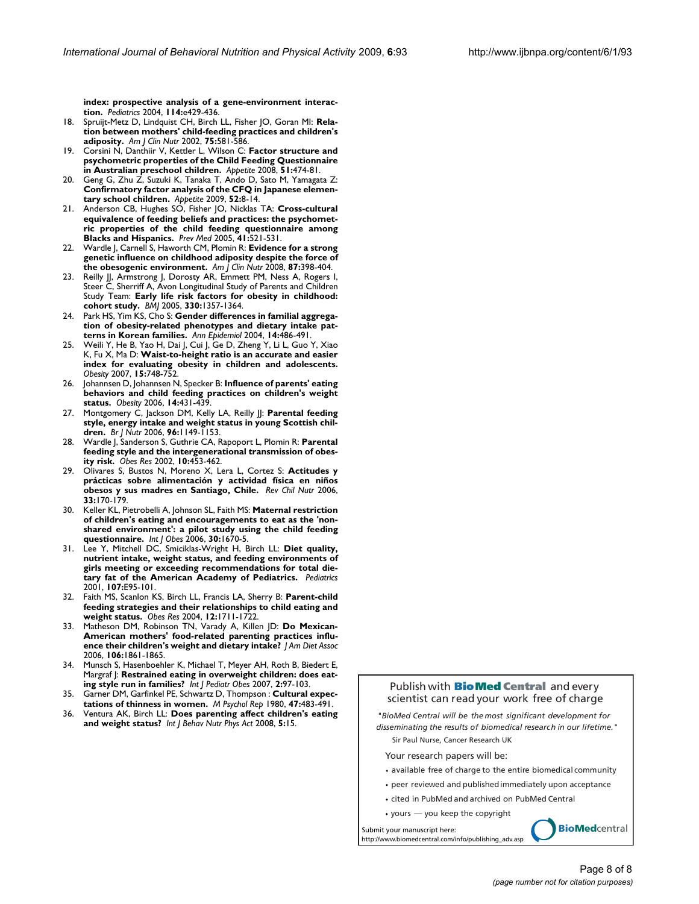**index: prospective analysis of a gene-environment interaction.** *Pediatrics* 2004, **114:**e429-436.

18. Spruijt-Metz D, Lindquist CH, Birch LL, Fisher JO, Goran MI: **Relation between mothers' child-feeding practices and children's adiposity.** *Am J Clin Nutr* 2002, **75:**581-586.
19. Corsini N, Danthiir V, Kettler L, Wilson C: **Factor structure and psychometric properties of the Child Feeding Questionnaire in Australian preschool children.** *Appetite* 2008, **51:**474-81.
20. Geng G, Zhu Z, Suzuki K, Tanaka T, Ando D, Sato M, Yamagata Z: **Confirmatory factor analysis of the CFQ in Japanese elementary school children.** *Appetite* 2009, **52:**8-14.
21. Anderson CB, Hughes SO, Fisher JO, Nicklas TA: **Cross-cultural equivalence of feeding beliefs and practices: the psychometric properties of the child feeding questionnaire among Blacks and Hispanics.** *Prev Med* 2005, **41:**521-531.
22. Wardle J, Carnell S, Haworth CM, Plomin R: **Evidence for a strong genetic influence on childhood adiposity despite the force of the obesogenic environment.** *Am J Clin Nutr* 2008, **87:**398-404.
23. Reilly JJ, Armstrong J, Dorosty AR, Emmett PM, Ness A, Rogers I, Steer C, Sherriff A, Avon Longitudinal Study of Parents and Children Study Team: **Early life risk factors for obesity in childhood: cohort study.** *BMJ* 2005, **330:**1357-1364.
24. Park HS, Yim KS, Cho S: **Gender differences in familial aggregation of obesity-related phenotypes and dietary intake patterns in Korean families.** *Ann Epidemiol* 2004, **14:**486-491.
25. Weili Y, He B, Yao H, Dai J, Cui J, Ge D, Zheng Y, Li L, Guo Y, Xiao K, Fu X, Ma D: **Waist-to-height ratio is an accurate and easier index for evaluating obesity in children and adolescents.** *Obesity* 2007, **15:**748-752.
26. Johannsen D, Johannsen N, Specker B: **Influence of parents' eating behaviors and child feeding practices on children's weight status.** *Obesity* 2006, **14:**431-439.
27. Montgomery C, Jackson DM, Kelly LA, Reilly JJ: **Parental feeding style, energy intake and weight status in young Scottish children.** *Br J Nutr* 2006, **96:**1149-1153.
28. Wardle J, Sanderson S, Guthrie CA, Rapoport L, Plomin R: **Parental feeding style and the intergenerational transmission of obesity risk.** *Obes Res* 2002, **10:**453-462.
29. Olivares S, Bustos N, Moreno X, Lera L, Cortez S: **Actitudes y prácticas sobre alimentación y actividad física en niños obesos y sus madres en Santiago, Chile.** *Rev Chil Nutr* 2006, **33:**170-179.
30. Keller KL, Pietrobelli A, Johnson SL, Faith MS: **Maternal restriction of children's eating and encouragements to eat as the 'non-shared environment': a pilot study using the child feeding questionnaire.** *Int J Obes* 2006, **30:**1670-5.
31. Lee Y, Mitchell DC, Smiciklas-Wright H, Birch LL: **Diet quality, nutrient intake, weight status, and feeding environments of girls meeting or exceeding recommendations for total dietary fat of the American Academy of Pediatrics.** *Pediatrics* 2001, **107:**E95-101.
32. Faith MS, Scanlon KS, Birch LL, Francis LA, Sherry B: **Parent-child feeding strategies and their relationships to child eating and weight status.** *Obes Res* 2004, **12:**1711-1722.
33. Matheson DM, Robinson TN, Varady A, Killen JD: **Do Mexican-American mothers' food-related parenting practices influence their children's weight and dietary intake?** *J Am Diet Assoc* 2006, **106:**1861-1865.
34. Munsch S, Hasenboehler K, Michael T, Meyer AH, Roth B, Biedert E, Margraf J: **Restrained eating in overweight children: does eating style run in families?** *Int J Pediatr Obes* 2007, **2:**97-103.
35. Garner DM, Garfinkel PE, Schwartz D, Thompson : **Cultural expectations of thinness in women.** *M Psychol Rep* 1980, **47:**483-491.
36. Ventura AK, Birch LL: **Does parenting affect children's eating and weight status?** *Int J Behav Nutr Phys Act* 2008, **5:**15.

Publish with **BioMed Central** and every scientist can read your work free of charge

*"BioMed Central will be the most significant development for disseminating the results of biomedical research in our lifetime."*

Sir Paul Nurse, Cancer Research UK

Your research papers will be:

- available free of charge to the entire biomedical community
- peer reviewed and published immediately upon acceptance
- cited in PubMed and archived on PubMed Central
- yours — you keep the copyright

Submit your manuscript here:
http://www.biomedcentral.com/info/publishing_adv.asp

**BioMed**central